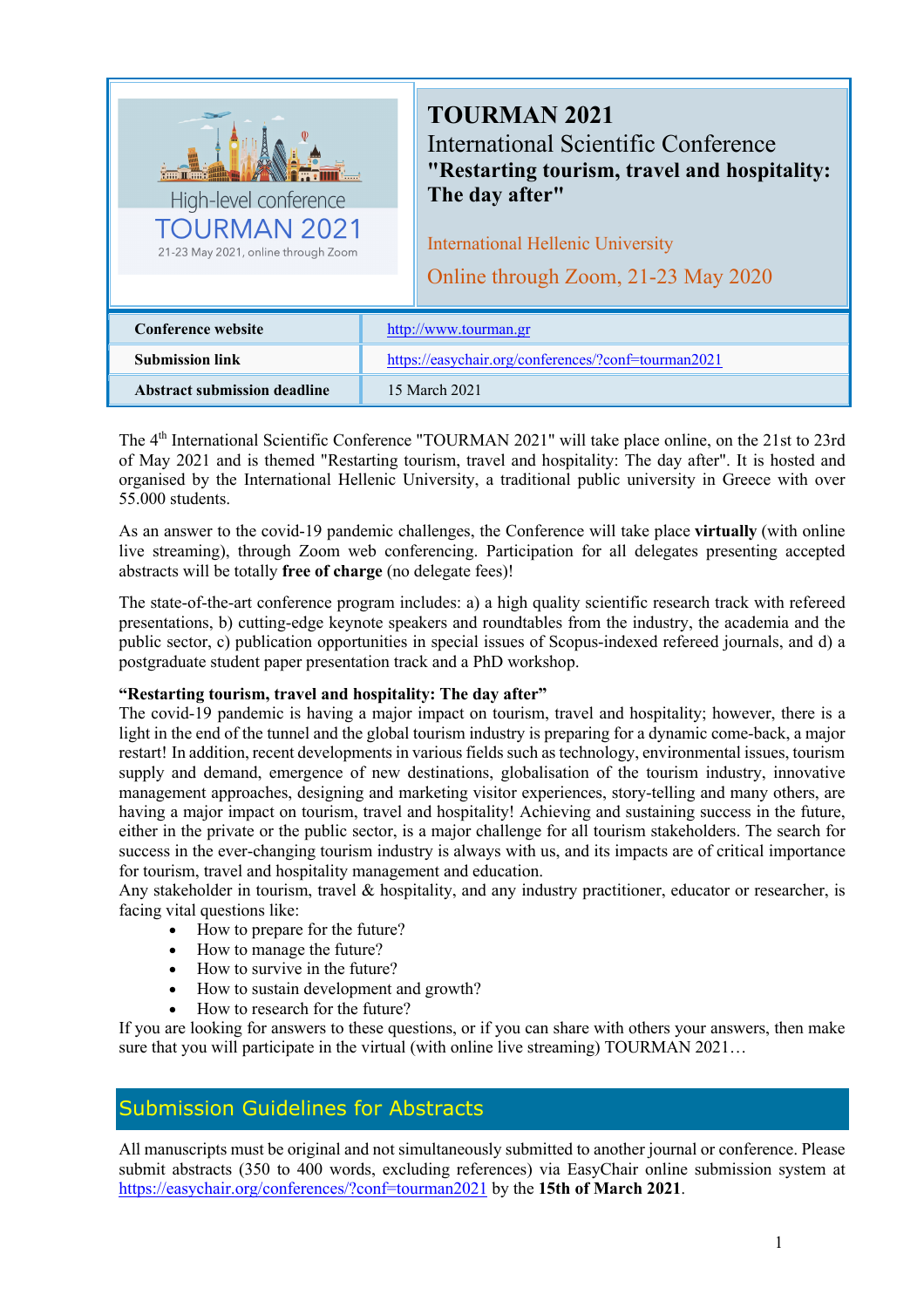High-level conference
TOURMAN 2021
21-23 May 2021, online through Zoom

# TOURMAN 2021

International Scientific Conference
**"Restarting tourism, travel and hospitality: The day after"**

International Hellenic University

Online through Zoom, 21-23 May 2020

| | |
|---|---|
| **Conference website** | http://www.tourman.gr |
| **Submission link** | https://easychair.org/conferences/?conf=tourman2021 |
| **Abstract submission deadline** | 15 March 2021 |

The 4th International Scientific Conference "TOURMAN 2021" will take place online, on the 21st to 23rd of May 2021 and is themed "Restarting tourism, travel and hospitality: The day after". It is hosted and organised by the International Hellenic University, a traditional public university in Greece with over 55.000 students.

As an answer to the covid-19 pandemic challenges, the Conference will take place **virtually** (with online live streaming), through Zoom web conferencing. Participation for all delegates presenting accepted abstracts will be totally **free of charge** (no delegate fees)!

The state-of-the-art conference program includes: a) a high quality scientific research track with refereed presentations, b) cutting-edge keynote speakers and roundtables from the industry, the academia and the public sector, c) publication opportunities in special issues of Scopus-indexed refereed journals, and d) a postgraduate student paper presentation track and a PhD workshop.

**"Restarting tourism, travel and hospitality: The day after"**

The covid-19 pandemic is having a major impact on tourism, travel and hospitality; however, there is a light in the end of the tunnel and the global tourism industry is preparing for a dynamic come-back, a major restart! In addition, recent developments in various fields such as technology, environmental issues, tourism supply and demand, emergence of new destinations, globalisation of the tourism industry, innovative management approaches, designing and marketing visitor experiences, story-telling and many others, are having a major impact on tourism, travel and hospitality! Achieving and sustaining success in the future, either in the private or the public sector, is a major challenge for all tourism stakeholders. The search for success in the ever-changing tourism industry is always with us, and its impacts are of critical importance for tourism, travel and hospitality management and education.

Any stakeholder in tourism, travel & hospitality, and any industry practitioner, educator or researcher, is facing vital questions like:

- How to prepare for the future?
- How to manage the future?
- How to survive in the future?
- How to sustain development and growth?
- How to research for the future?

If you are looking for answers to these questions, or if you can share with others your answers, then make sure that you will participate in the virtual (with online live streaming) TOURMAN 2021…

## Submission Guidelines for Abstracts

All manuscripts must be original and not simultaneously submitted to another journal or conference. Please submit abstracts (350 to 400 words, excluding references) via EasyChair online submission system at https://easychair.org/conferences/?conf=tourman2021 by the **15th of March 2021**.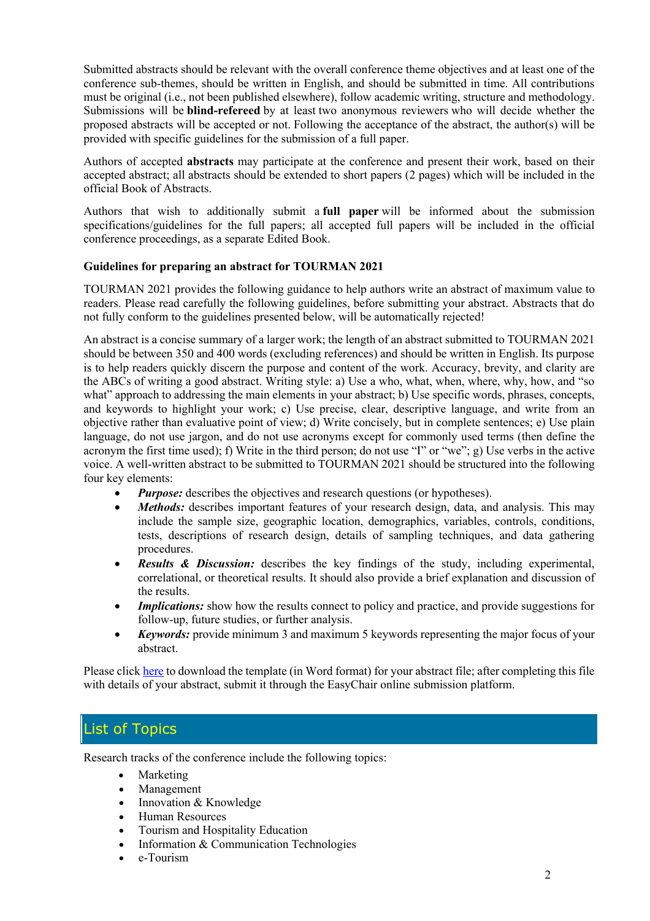Submitted abstracts should be relevant with the overall conference theme objectives and at least one of the conference sub-themes, should be written in English, and should be submitted in time. All contributions must be original (i.e., not been published elsewhere), follow academic writing, structure and methodology. Submissions will be **blind-refereed** by at least two anonymous reviewers who will decide whether the proposed abstracts will be accepted or not. Following the acceptance of the abstract, the author(s) will be provided with specific guidelines for the submission of a full paper.

Authors of accepted **abstracts** may participate at the conference and present their work, based on their accepted abstract; all abstracts should be extended to short papers (2 pages) which will be included in the official Book of Abstracts.

Authors that wish to additionally submit a **full paper** will be informed about the submission specifications/guidelines for the full papers; all accepted full papers will be included in the official conference proceedings, as a separate Edited Book.

**Guidelines for preparing an abstract for TOURMAN 2021**

TOURMAN 2021 provides the following guidance to help authors write an abstract of maximum value to readers. Please read carefully the following guidelines, before submitting your abstract. Abstracts that do not fully conform to the guidelines presented below, will be automatically rejected!

An abstract is a concise summary of a larger work; the length of an abstract submitted to TOURMAN 2021 should be between 350 and 400 words (excluding references) and should be written in English. Its purpose is to help readers quickly discern the purpose and content of the work. Accuracy, brevity, and clarity are the ABCs of writing a good abstract. Writing style: a) Use a who, what, when, where, why, how, and "so what" approach to addressing the main elements in your abstract; b) Use specific words, phrases, concepts, and keywords to highlight your work; c) Use precise, clear, descriptive language, and write from an objective rather than evaluative point of view; d) Write concisely, but in complete sentences; e) Use plain language, do not use jargon, and do not use acronyms except for commonly used terms (then define the acronym the first time used); f) Write in the third person; do not use "I" or "we"; g) Use verbs in the active voice. A well-written abstract to be submitted to TOURMAN 2021 should be structured into the following four key elements:

- ***Purpose:*** describes the objectives and research questions (or hypotheses).
- ***Methods:*** describes important features of your research design, data, and analysis. This may include the sample size, geographic location, demographics, variables, controls, conditions, tests, descriptions of research design, details of sampling techniques, and data gathering procedures.
- ***Results & Discussion:*** describes the key findings of the study, including experimental, correlational, or theoretical results. It should also provide a brief explanation and discussion of the results.
- ***Implications:*** show how the results connect to policy and practice, and provide suggestions for follow-up, future studies, or further analysis.
- ***Keywords:*** provide minimum 3 and maximum 5 keywords representing the major focus of your abstract.

Please click here to download the template (in Word format) for your abstract file; after completing this file with details of your abstract, submit it through the EasyChair online submission platform.

## List of Topics

Research tracks of the conference include the following topics:

- Marketing
- Management
- Innovation & Knowledge
- Human Resources
- Tourism and Hospitality Education
- Information & Communication Technologies
- e-Tourism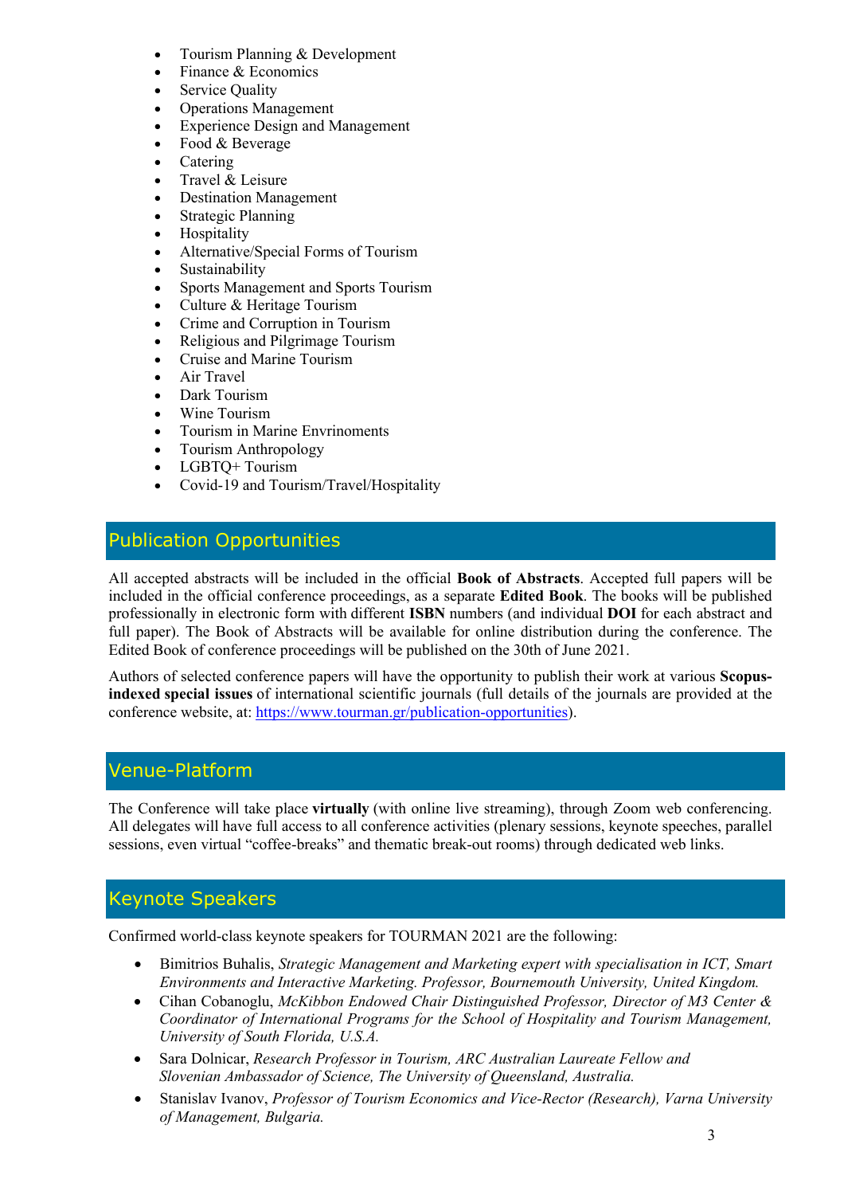- Tourism Planning & Development
- Finance & Economics
- Service Quality
- Operations Management
- Experience Design and Management
- Food & Beverage
- Catering
- Travel & Leisure
- Destination Management
- Strategic Planning
- Hospitality
- Alternative/Special Forms of Tourism
- Sustainability
- Sports Management and Sports Tourism
- Culture & Heritage Tourism
- Crime and Corruption in Tourism
- Religious and Pilgrimage Tourism
- Cruise and Marine Tourism
- Air Travel
- Dark Tourism
- Wine Tourism
- Tourism in Marine Envrinoments
- Tourism Anthropology
- LGBTQ+ Tourism
- Covid-19 and Tourism/Travel/Hospitality

## Publication Opportunities

All accepted abstracts will be included in the official **Book of Abstracts**. Accepted full papers will be included in the official conference proceedings, as a separate **Edited Book**. The books will be published professionally in electronic form with different **ISBN** numbers (and individual **DOI** for each abstract and full paper). The Book of Abstracts will be available for online distribution during the conference. The Edited Book of conference proceedings will be published on the 30th of June 2021.

Authors of selected conference papers will have the opportunity to publish their work at various **Scopus-indexed special issues** of international scientific journals (full details of the journals are provided at the conference website, at: https://www.tourman.gr/publication-opportunities).

## Venue-Platform

The Conference will take place **virtually** (with online live streaming), through Zoom web conferencing. All delegates will have full access to all conference activities (plenary sessions, keynote speeches, parallel sessions, even virtual "coffee-breaks" and thematic break-out rooms) through dedicated web links.

## Keynote Speakers

Confirmed world-class keynote speakers for TOURMAN 2021 are the following:

- Bimitrios Buhalis, *Strategic Management and Marketing expert with specialisation in ICT, Smart Environments and Interactive Marketing. Professor, Bournemouth University, United Kingdom.*
- Cihan Cobanoglu, *McKibbon Endowed Chair Distinguished Professor, Director of M3 Center & Coordinator of International Programs for the School of Hospitality and Tourism Management, University of South Florida, U.S.A.*
- Sara Dolnicar, *Research Professor in Tourism, ARC Australian Laureate Fellow and Slovenian Ambassador of Science, The University of Queensland, Australia.*
- Stanislav Ivanov, *Professor of Tourism Economics and Vice-Rector (Research), Varna University of Management, Bulgaria.*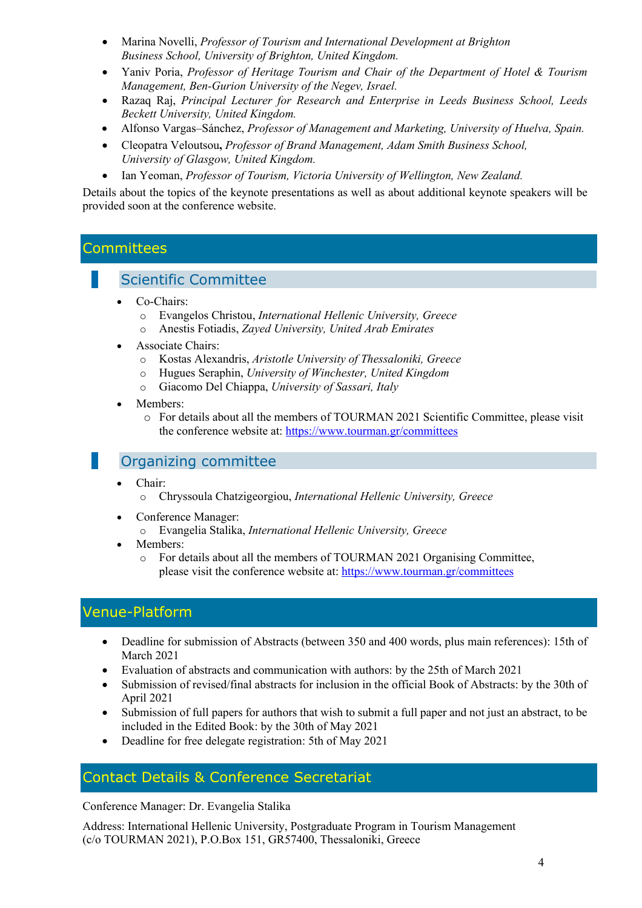- Marina Novelli, *Professor of Tourism and International Development at Brighton Business School, University of Brighton, United Kingdom.*
- Yaniv Poria, *Professor of Heritage Tourism and Chair of the Department of Hotel & Tourism Management, Ben-Gurion University of the Negev, Israel.*
- Razaq Raj, *Principal Lecturer for Research and Enterprise in Leeds Business School, Leeds Beckett University, United Kingdom.*
- Alfonso Vargas–Sánchez, *Professor of Management and Marketing, University of Huelva, Spain.*
- Cleopatra Veloutsou**,** *Professor of Brand Management, Adam Smith Business School, University of Glasgow, United Kingdom.*
- Ian Yeoman, *Professor of Tourism, Victoria University of Wellington, New Zealand.*

Details about the topics of the keynote presentations as well as about additional keynote speakers will be provided soon at the conference website.

## Committees

### Scientific Committee

- Co-Chairs:
  - Evangelos Christou, *International Hellenic University, Greece*
  - Anestis Fotiadis, *Zayed University, United Arab Emirates*
- Associate Chairs:
  - Kostas Alexandris, *Aristotle University of Thessaloniki, Greece*
  - Hugues Seraphin, *University of Winchester, United Kingdom*
  - Giacomo Del Chiappa, *University of Sassari, Italy*
- Members:
  - For details about all the members of TOURMAN 2021 Scientific Committee, please visit the conference website at: https://www.tourman.gr/committees

### Organizing committee

- Chair:
  - Chryssoula Chatzigeorgiou, *International Hellenic University, Greece*
- Conference Manager:
  - Evangelia Stalika, *International Hellenic University, Greece*
- Members:
  - For details about all the members of TOURMAN 2021 Organising Committee, please visit the conference website at: https://www.tourman.gr/committees

## Venue-Platform

- Deadline for submission of Abstracts (between 350 and 400 words, plus main references): 15th of March 2021
- Evaluation of abstracts and communication with authors: by the 25th of March 2021
- Submission of revised/final abstracts for inclusion in the official Book of Abstracts: by the 30th of April 2021
- Submission of full papers for authors that wish to submit a full paper and not just an abstract, to be included in the Edited Book: by the 30th of May 2021
- Deadline for free delegate registration: 5th of May 2021

## Contact Details & Conference Secretariat

Conference Manager: Dr. Evangelia Stalika

Address: International Hellenic University, Postgraduate Program in Tourism Management (c/o TOURMAN 2021), P.O.Box 151, GR57400, Thessaloniki, Greece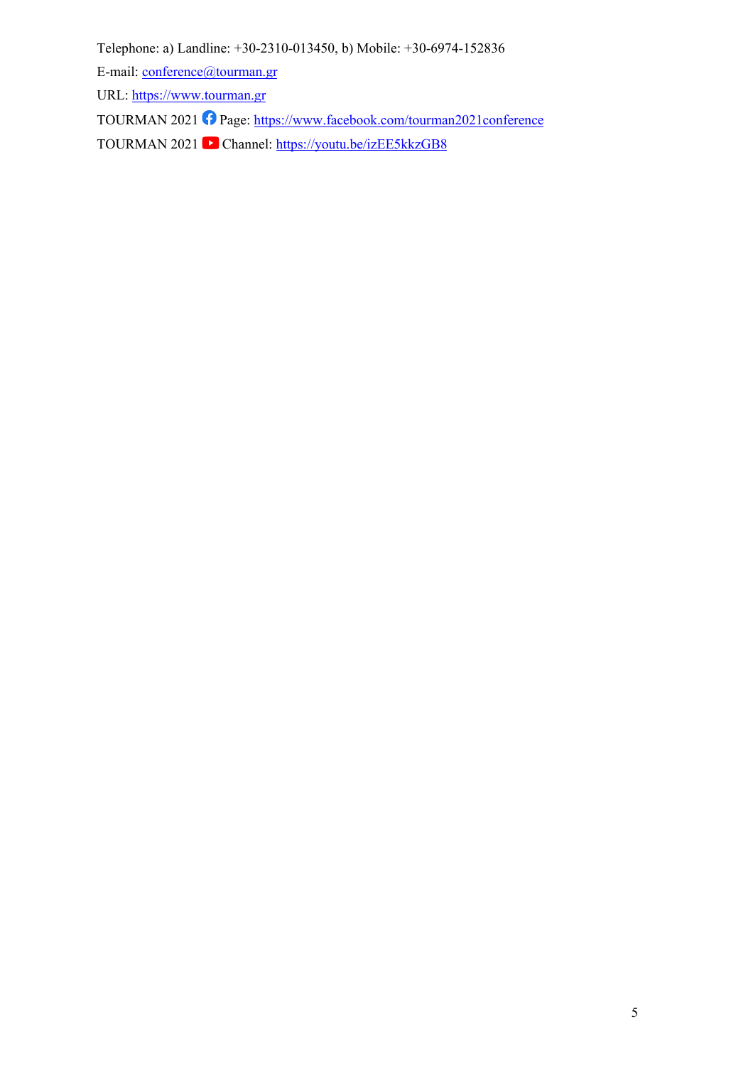Telephone: a) Landline: +30-2310-013450, b) Mobile: +30-6974-152836

E-mail: conference@tourman.gr

URL: https://www.tourman.gr

TOURMAN 2021 Page: https://www.facebook.com/tourman2021conference

TOURMAN 2021 Channel: https://youtu.be/izEE5kkzGB8